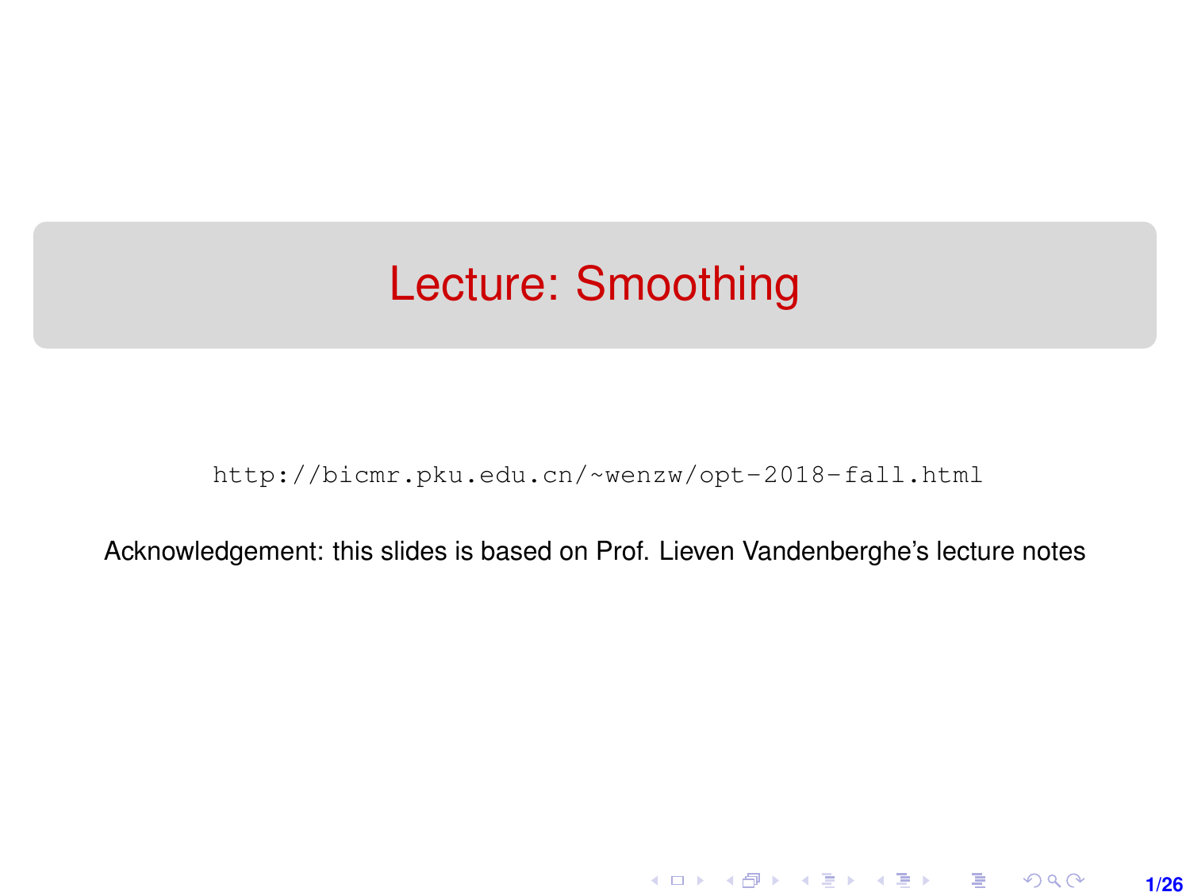# Lecture: Smoothing

http://bicmr.pku.edu.cn/~wenzw/opt-2018-fall.html

Acknowledgement: this slides is based on Prof. Lieven Vandenberghe's lecture notes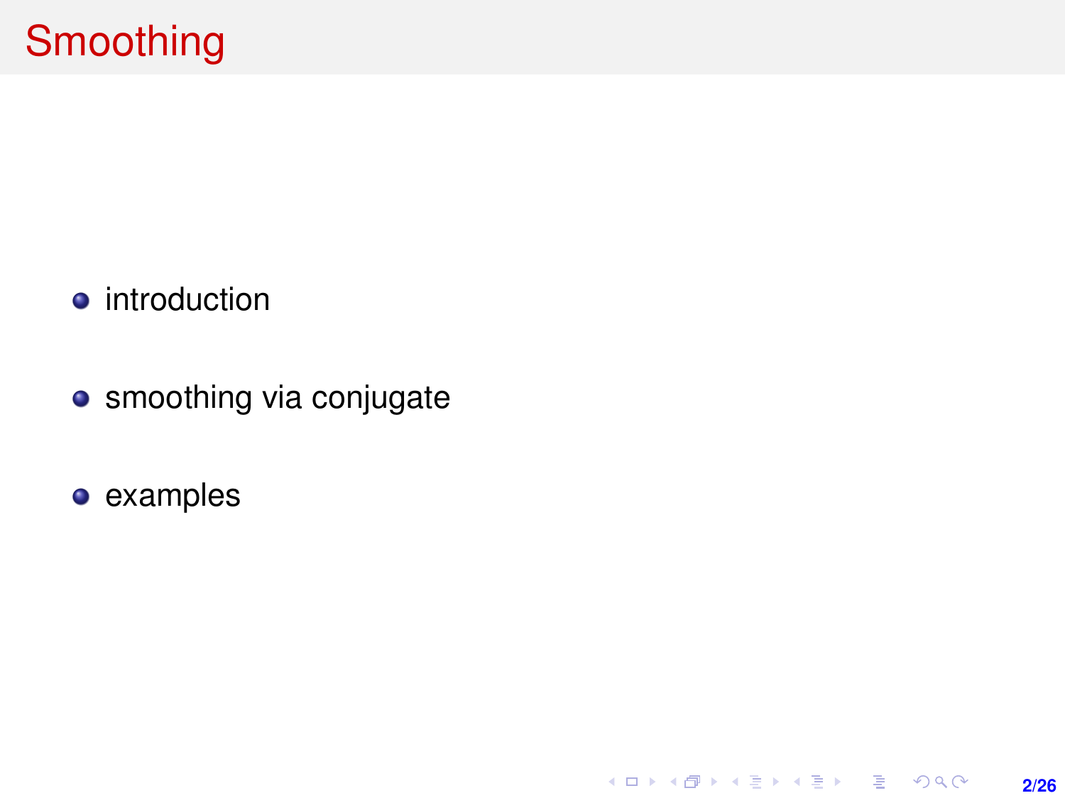# Smoothing

- introduction
- smoothing via conjugate
- examples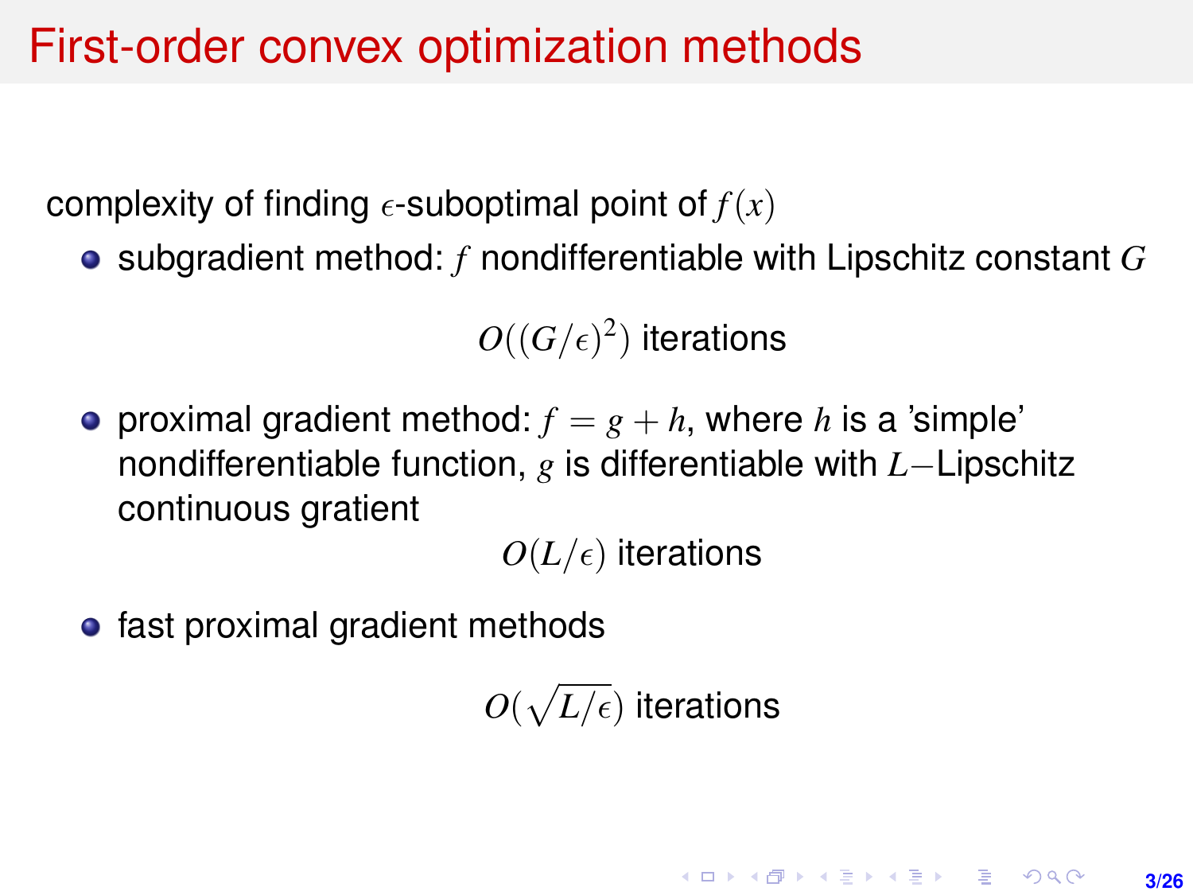# First-order convex optimization methods

complexity of finding $\epsilon$-suboptimal point of $f(x)$

- subgradient method: $f$ nondifferentiable with Lipschitz constant $G$

$$O((G/\epsilon)^2) \text{ iterations}$$

- proximal gradient method: $f = g + h$, where $h$ is a 'simple' nondifferentiable function, $g$ is differentiable with $L-$Lipschitz continuous gratient

$$O(L/\epsilon) \text{ iterations}$$

- fast proximal gradient methods

$$O(\sqrt{L/\epsilon}) \text{ iterations}$$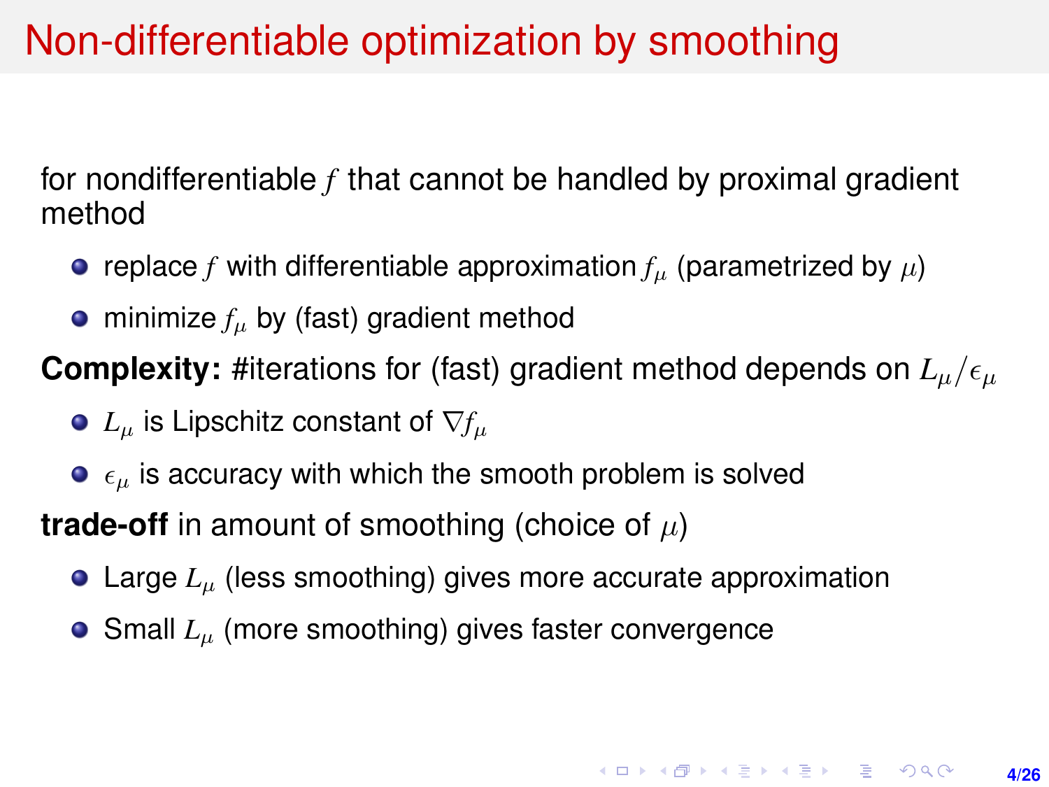# Non-differentiable optimization by smoothing

for nondifferentiable $f$ that cannot be handled by proximal gradient method

- replace $f$ with differentiable approximation $f_\mu$ (parametrized by $\mu$)
- minimize $f_\mu$ by (fast) gradient method

**Complexity:** #iterations for (fast) gradient method depends on $L_\mu/\epsilon_\mu$

- $L_\mu$ is Lipschitz constant of $\nabla f_\mu$
- $\epsilon_\mu$ is accuracy with which the smooth problem is solved

**trade-off** in amount of smoothing (choice of $\mu$)

- Large $L_\mu$ (less smoothing) gives more accurate approximation
- Small $L_\mu$ (more smoothing) gives faster convergence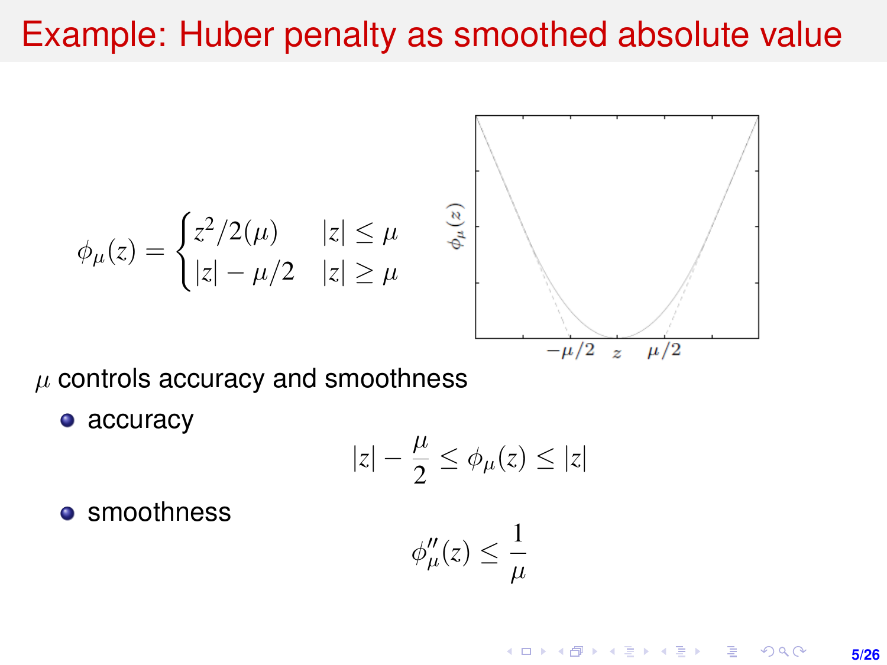# Example: Huber penalty as smoothed absolute value

$$\phi_\mu(z) = \begin{cases} z^2/2(\mu) & |z| \le \mu \\ |z| - \mu/2 & |z| \ge \mu \end{cases}$$

$\mu$ controls accuracy and smoothness

- accuracy

$$|z| - \frac{\mu}{2} \le \phi_\mu(z) \le |z|$$

- smoothness

$$\phi''_\mu(z) \le \frac{1}{\mu}$$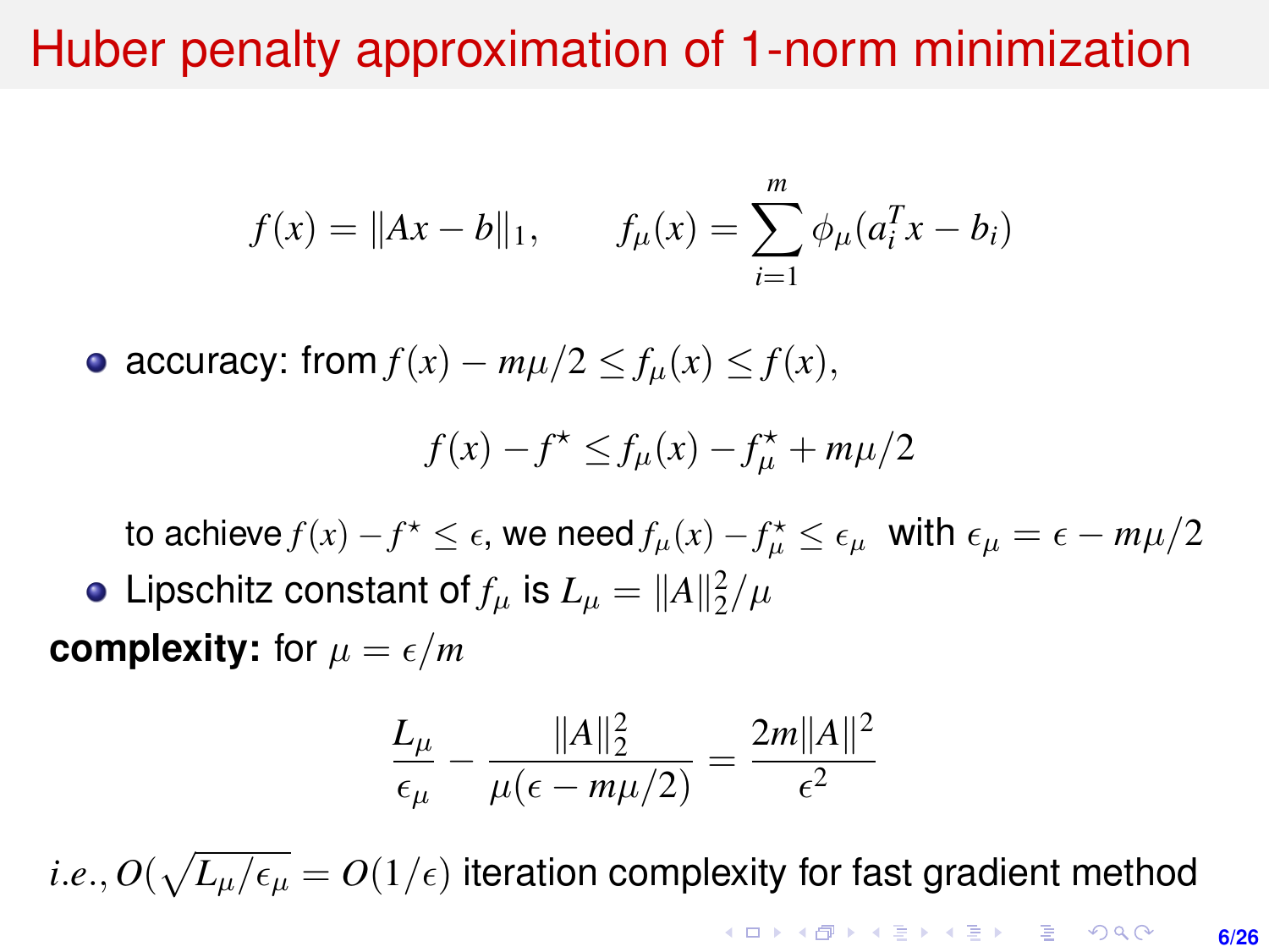# Huber penalty approximation of 1-norm minimization

$$f(x) = \|Ax - b\|_1, \qquad f_\mu(x) = \sum_{i=1}^{m} \phi_\mu(a_i^T x - b_i)$$

- accuracy: from $f(x) - m\mu/2 \le f_\mu(x) \le f(x)$,

$$f(x) - f^\star \le f_\mu(x) - f_\mu^\star + m\mu/2$$

  to achieve $f(x) - f^\star \le \epsilon$, we need $f_\mu(x) - f_\mu^\star \le \epsilon_\mu$ with $\epsilon_\mu = \epsilon - m\mu/2$

- Lipschitz constant of $f_\mu$ is $L_\mu = \|A\|_2^2/\mu$

**complexity:** for $\mu = \epsilon/m$

$$\frac{L_\mu}{\epsilon_\mu} - \frac{\|A\|_2^2}{\mu(\epsilon - m\mu/2)} = \frac{2m\|A\|^2}{\epsilon^2}$$

$i.e.$, $O(\sqrt{L_\mu/\epsilon_\mu} = O(1/\epsilon)$ iteration complexity for fast gradient method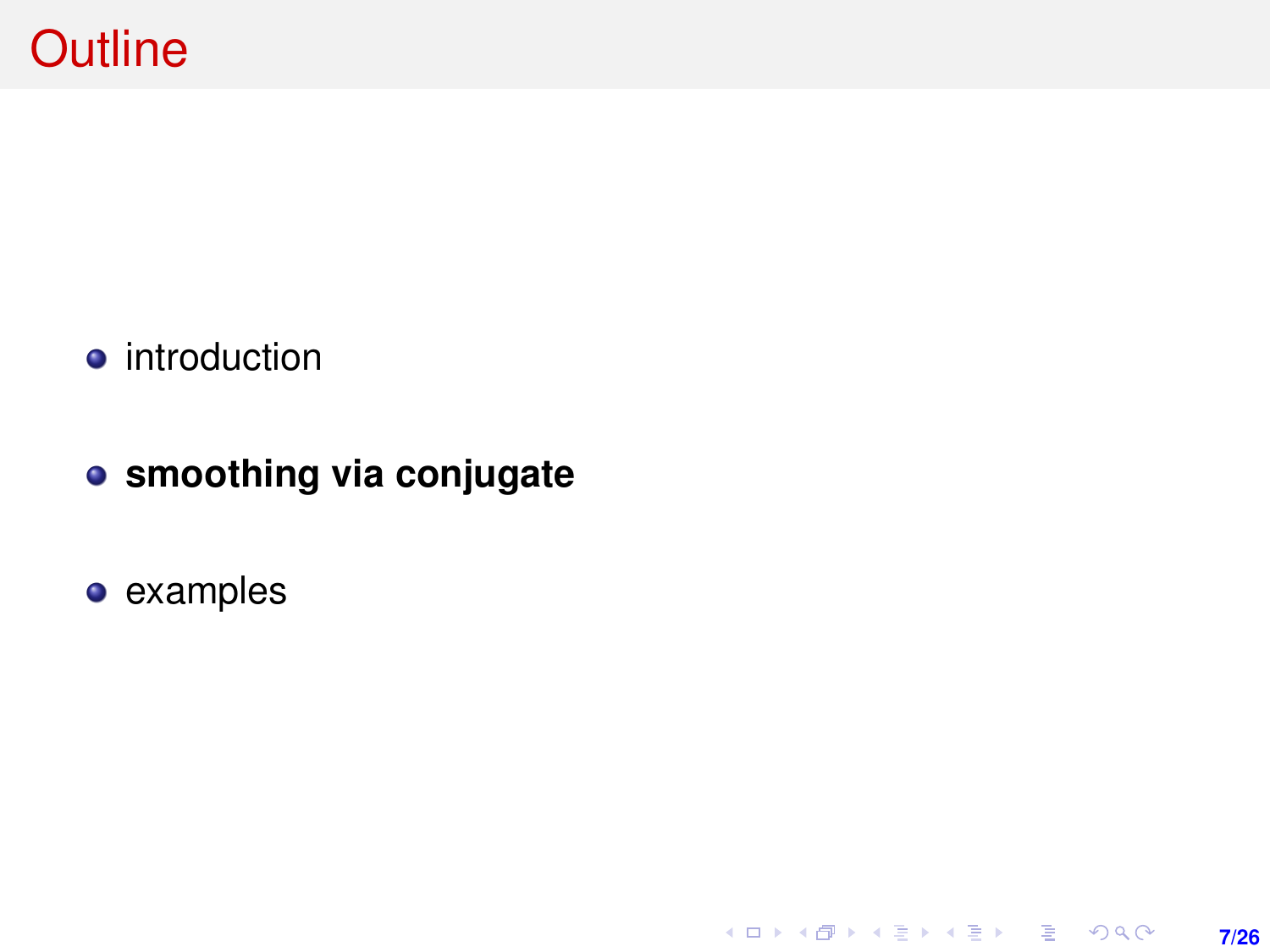# Outline

- introduction
- **smoothing via conjugate**
- examples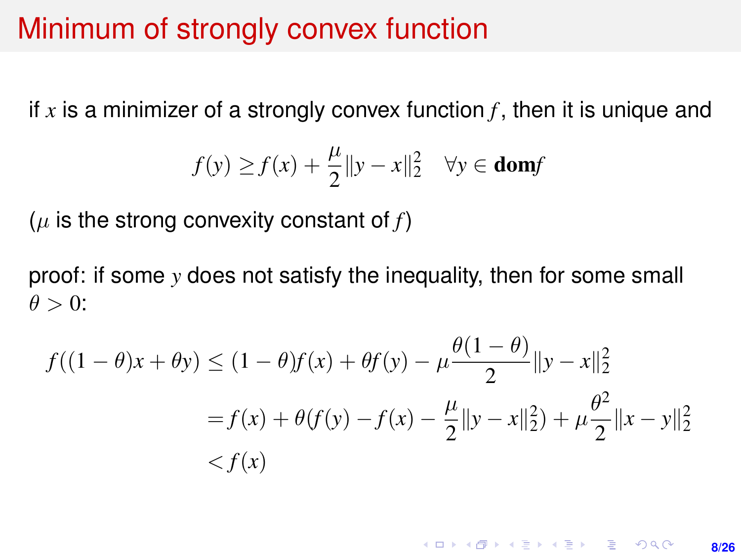# Minimum of strongly convex function

if $x$ is a minimizer of a strongly convex function $f$, then it is unique and

$$f(y) \geq f(x) + \frac{\mu}{2}\|y - x\|_2^2 \quad \forall y \in \mathbf{dom} f$$

($\mu$ is the strong convexity constant of $f$)

proof: if some $y$ does not satisfy the inequality, then for some small $\theta > 0$:

$$\begin{aligned}
f((1-\theta)x + \theta y) &\leq (1-\theta)f(x) + \theta f(y) - \mu\frac{\theta(1-\theta)}{2}\|y - x\|_2^2 \\
&= f(x) + \theta(f(y) - f(x) - \frac{\mu}{2}\|y - x\|_2^2) + \mu\frac{\theta^2}{2}\|x - y\|_2^2 \\
&< f(x)
\end{aligned}$$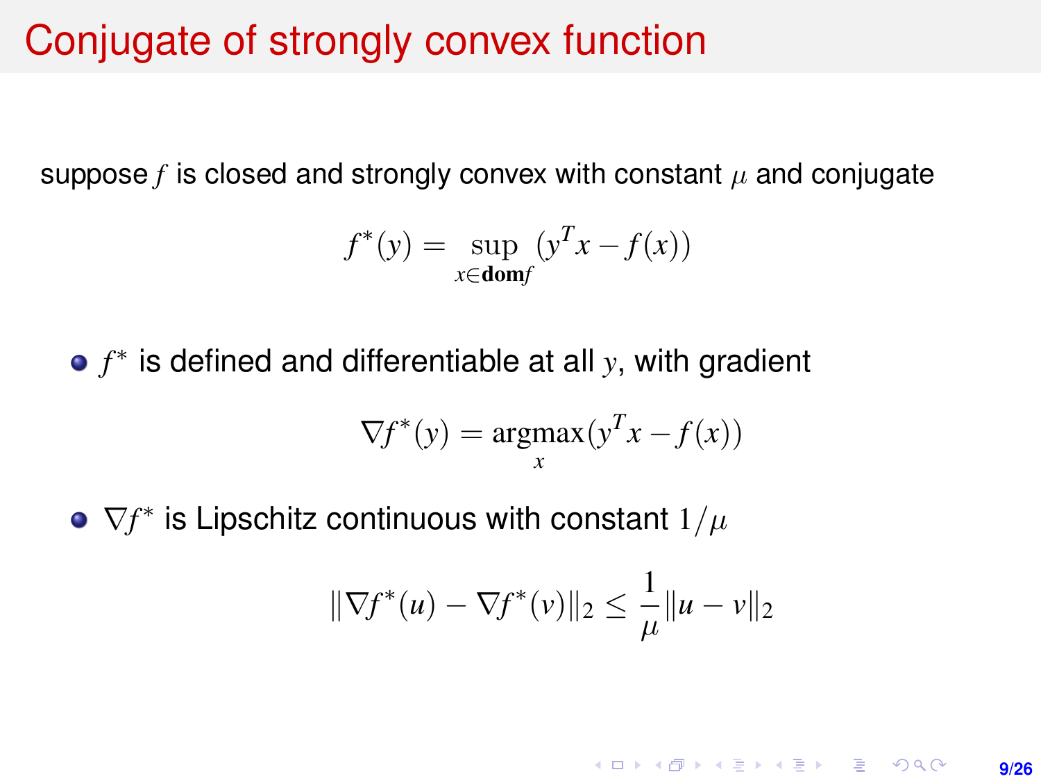# Conjugate of strongly convex function

suppose $f$ is closed and strongly convex with constant $\mu$ and conjugate

$$f^*(y) = \sup_{x \in \textbf{dom} f} (y^T x - f(x))$$

- $f^*$ is defined and differentiable at all $y$, with gradient

$$\nabla f^*(y) = \underset{x}{\text{argmax}} (y^T x - f(x))$$

- $\nabla f^*$ is Lipschitz continuous with constant $1/\mu$

$$\|\nabla f^*(u) - \nabla f^*(v)\|_2 \leq \frac{1}{\mu} \|u - v\|_2$$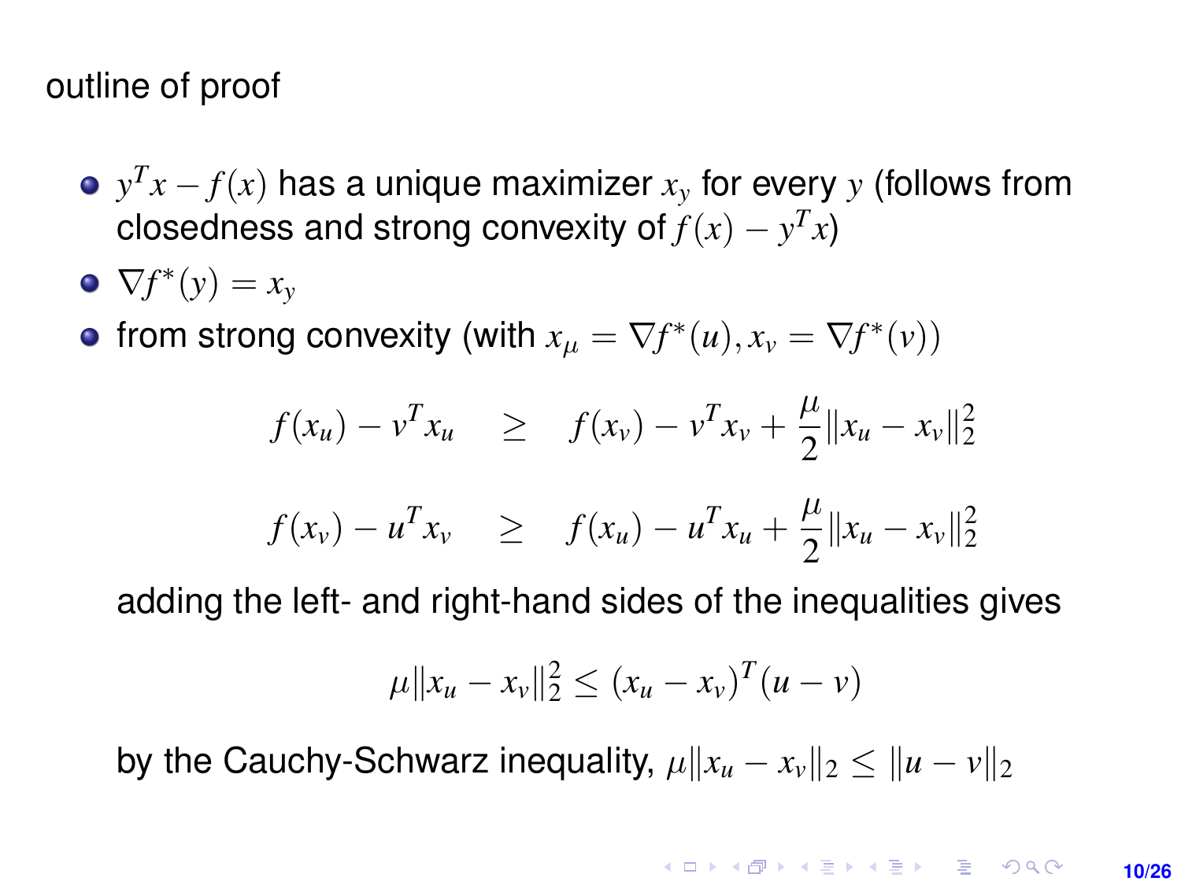outline of proof

- $y^T x - f(x)$ has a unique maximizer $x_y$ for every $y$ (follows from closedness and strong convexity of $f(x) - y^T x$)
- $\nabla f^*(y) = x_y$
- from strong convexity (with $x_\mu = \nabla f^*(u), x_v = \nabla f^*(v)$)

$$
\begin{aligned}
f(x_u) - v^T x_u &\geq f(x_v) - v^T x_v + \frac{\mu}{2}\|x_u - x_v\|_2^2 \\
f(x_v) - u^T x_v &\geq f(x_u) - u^T x_u + \frac{\mu}{2}\|x_u - x_v\|_2^2
\end{aligned}
$$

  adding the left- and right-hand sides of the inequalities gives

$$
\mu\|x_u - x_v\|_2^2 \leq (x_u - x_v)^T (u - v)
$$

  by the Cauchy-Schwarz inequality, $\mu\|x_u - x_v\|_2 \leq \|u - v\|_2$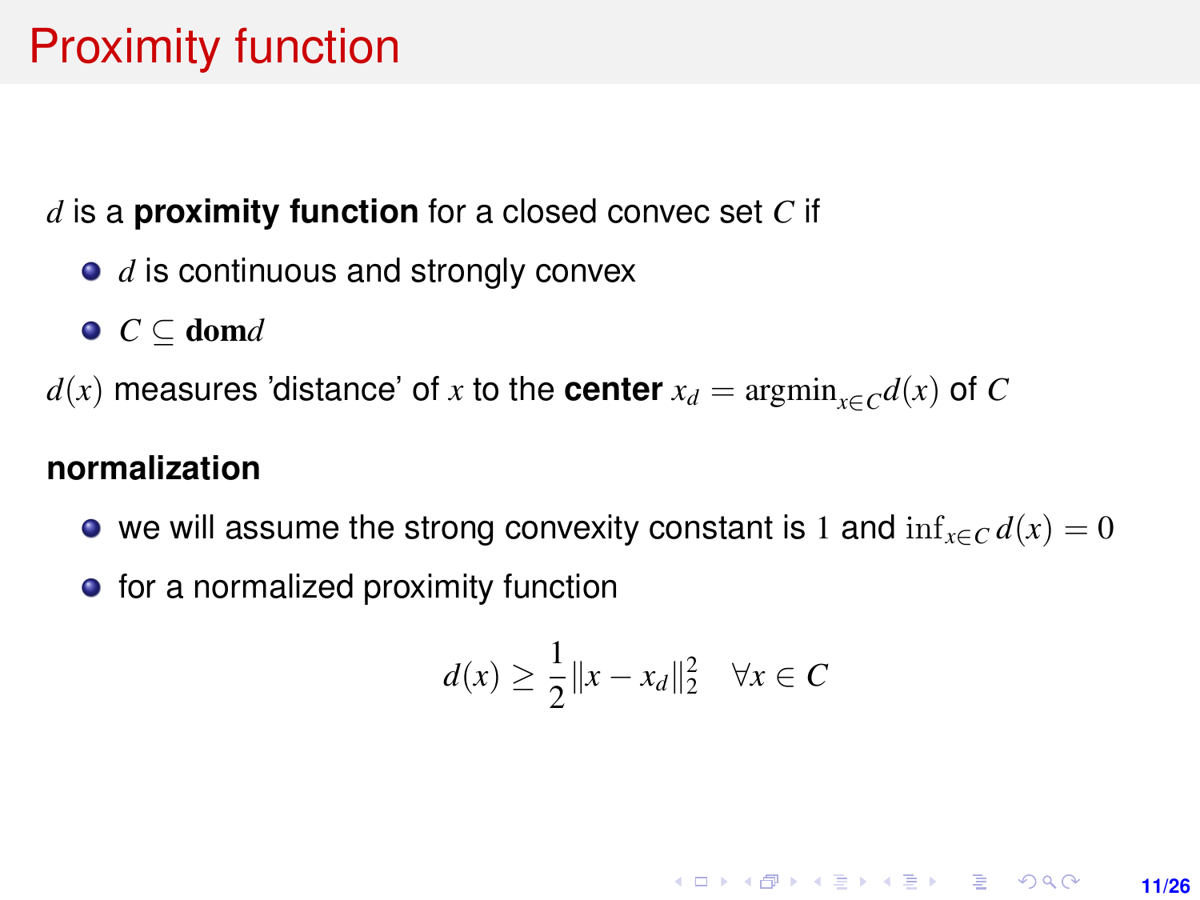# Proximity function

$d$ is a **proximity function** for a closed convec set $C$ if

- $d$ is continuous and strongly convex
- $C \subseteq \mathbf{dom} d$

$d(x)$ measures 'distance' of $x$ to the **center** $x_d = \mathrm{argmin}_{x \in C} d(x)$ of $C$

**normalization**

- we will assume the strong convexity constant is $1$ and $\inf_{x \in C} d(x) = 0$
- for a normalized proximity function

$$d(x) \geq \frac{1}{2}\|x - x_d\|_2^2 \quad \forall x \in C$$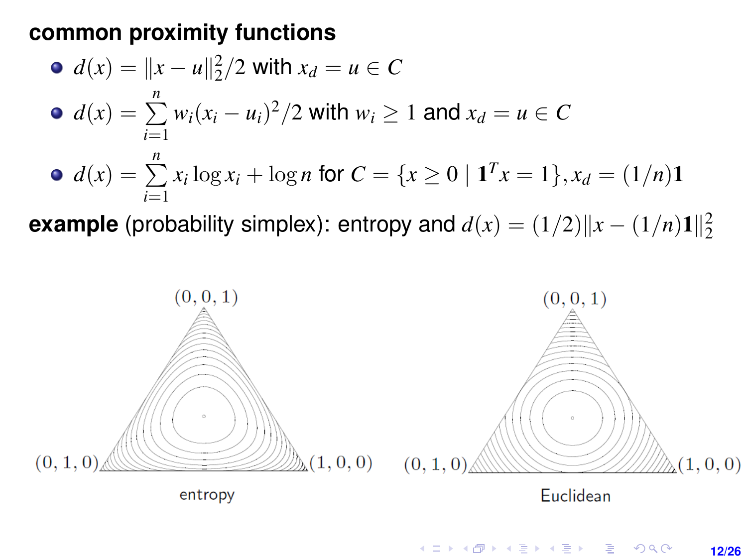## common proximity functions

- $d(x) = \|x - u\|_2^2/2$ with $x_d = u \in C$
- $d(x) = \sum_{i=1}^{n} w_i(x_i - u_i)^2/2$ with $w_i \geq 1$ and $x_d = u \in C$
- $d(x) = \sum_{i=1}^{n} x_i \log x_i + \log n$ for $C = \{x \geq 0 \mid \mathbf{1}^T x = 1\}, x_d = (1/n)\mathbf{1}$

**example** (probability simplex): entropy and $d(x) = (1/2)\|x - (1/n)\mathbf{1}\|_2^2$

(0, 0, 1) (0, 1, 0) (1, 0, 0)

entropy

(0, 0, 1) (0, 1, 0) (1, 0, 0)

Euclidean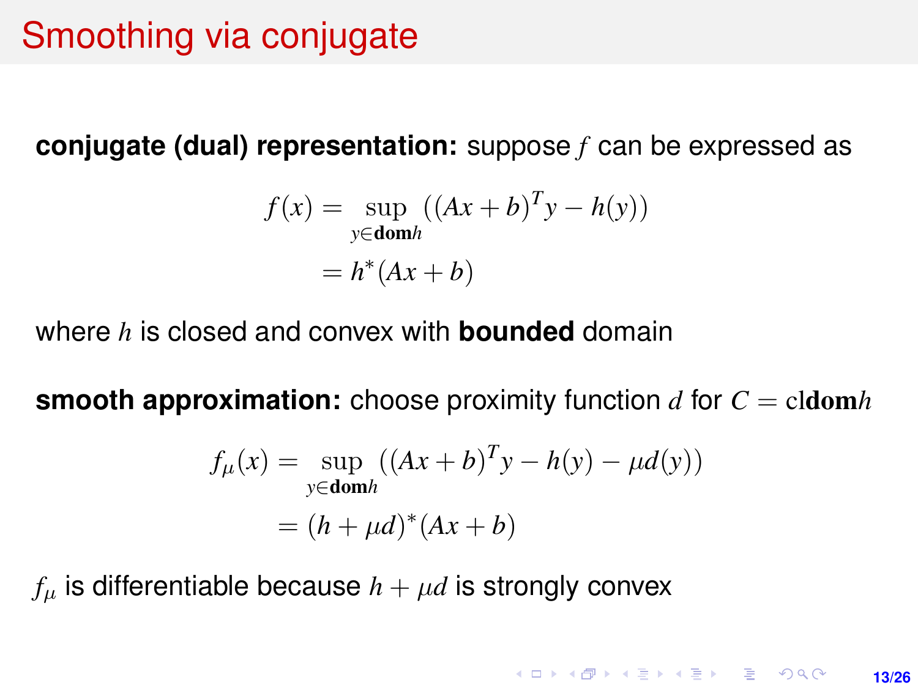# Smoothing via conjugate

**conjugate (dual) representation:** suppose $f$ can be expressed as

$$
\begin{aligned}
f(x) &= \sup_{y \in \mathbf{dom} h} \left( (Ax+b)^T y - h(y) \right) \\
&= h^*(Ax+b)
\end{aligned}
$$

where $h$ is closed and convex with **bounded** domain

**smooth approximation:** choose proximity function $d$ for $C = \mathrm{cl}\,\mathbf{dom}\,h$

$$
\begin{aligned}
f_\mu(x) &= \sup_{y \in \mathbf{dom} h} \left( (Ax+b)^T y - h(y) - \mu d(y) \right) \\
&= (h + \mu d)^*(Ax+b)
\end{aligned}
$$

$f_\mu$ is differentiable because $h + \mu d$ is strongly convex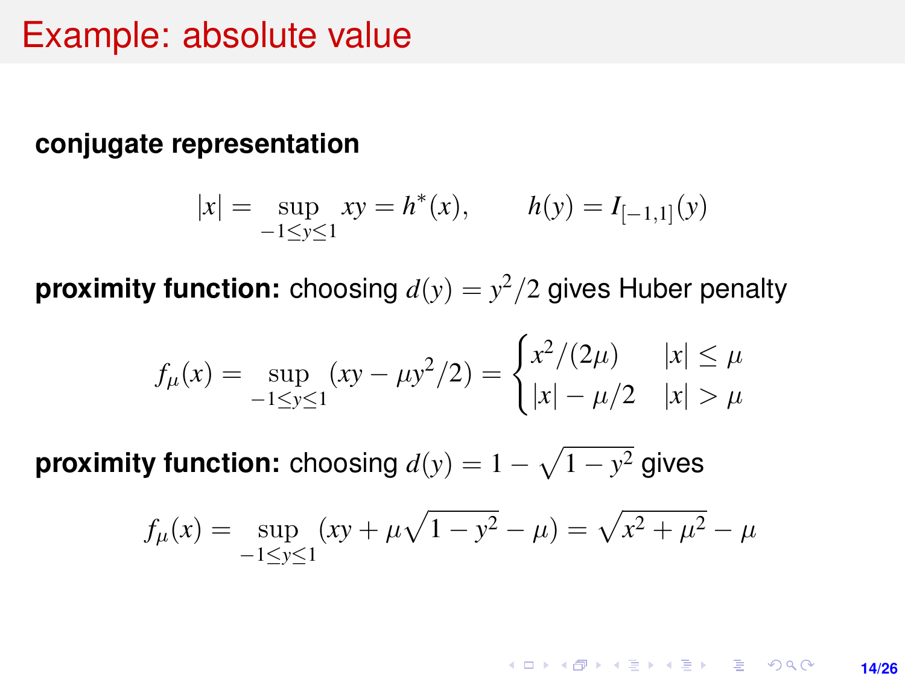# Example: absolute value

**conjugate representation**

$$|x| = \sup_{-1 \le y \le 1} xy = h^*(x), \qquad h(y) = I_{[-1,1]}(y)$$

**proximity function:** choosing $d(y) = y^2/2$ gives Huber penalty

$$f_\mu(x) = \sup_{-1 \le y \le 1} (xy - \mu y^2/2) = \begin{cases} x^2/(2\mu) & |x| \le \mu \\ |x| - \mu/2 & |x| > \mu \end{cases}$$

**proximity function:** choosing $d(y) = 1 - \sqrt{1 - y^2}$ gives

$$f_\mu(x) = \sup_{-1 \le y \le 1} (xy + \mu\sqrt{1 - y^2} - \mu) = \sqrt{x^2 + \mu^2} - \mu$$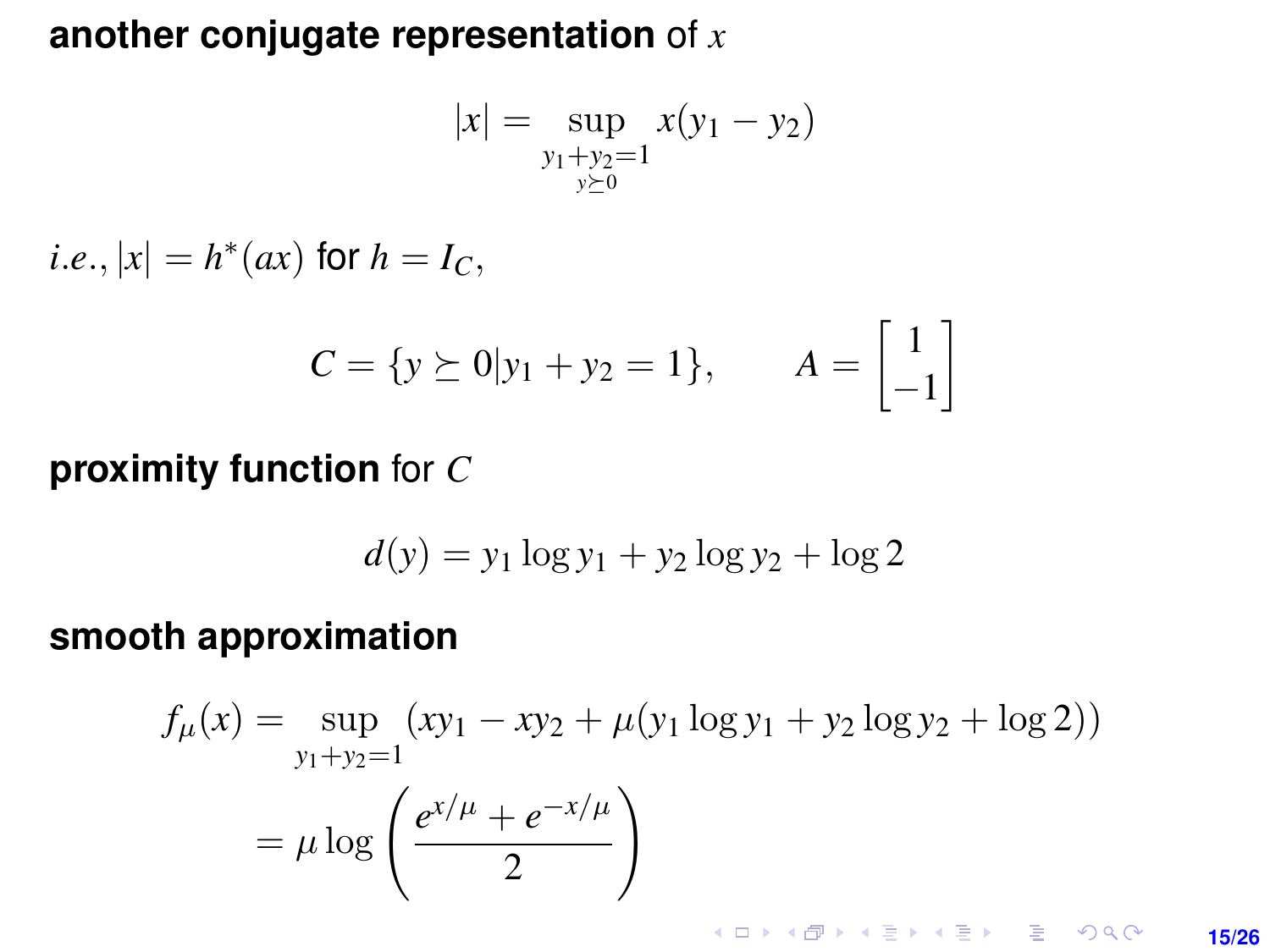**another conjugate representation** of $x$

$$|x| = \sup_{\substack{y_1+y_2=1 \\ y \succeq 0}} x(y_1 - y_2)$$

$i.e.$, $|x| = h^*(ax)$ for $h = I_C$,

$$C = \{y \succeq 0 | y_1 + y_2 = 1\}, \qquad A = \begin{bmatrix} 1 \\ -1 \end{bmatrix}$$

**proximity function** for $C$

$$d(y) = y_1 \log y_1 + y_2 \log y_2 + \log 2$$

**smooth approximation**

$$\begin{aligned} f_\mu(x) &= \sup_{y_1+y_2=1} (xy_1 - xy_2 + \mu(y_1 \log y_1 + y_2 \log y_2 + \log 2)) \\ &= \mu \log \left( \frac{e^{x/\mu} + e^{-x/\mu}}{2} \right) \end{aligned}$$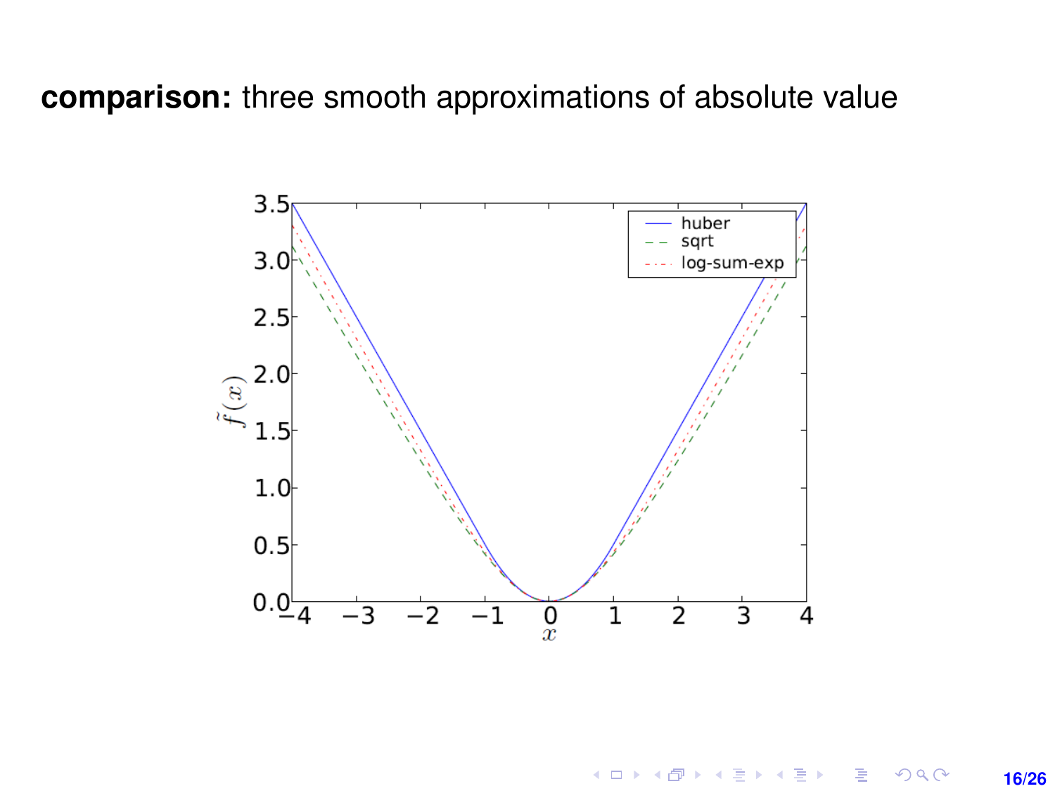**comparison:** three smooth approximations of absolute value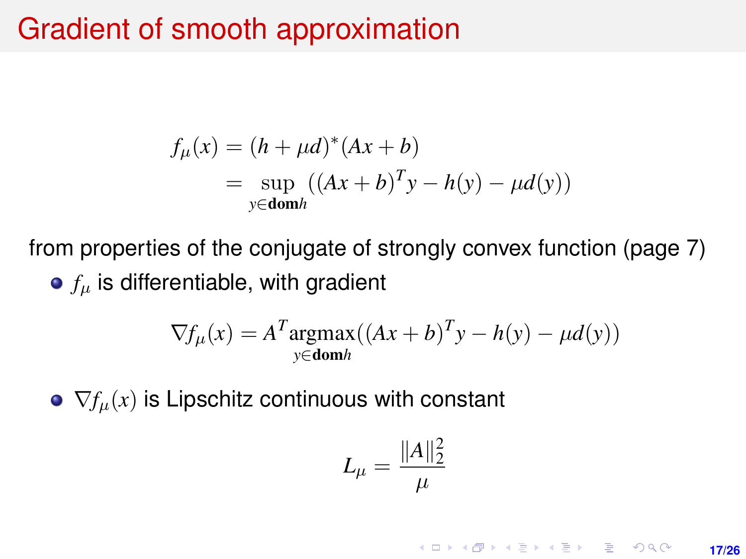# Gradient of smooth approximation

$$
\begin{aligned}
f_\mu(x) &= (h + \mu d)^*(Ax + b) \\
&= \sup_{y \in \mathbf{dom} h} \left((Ax + b)^T y - h(y) - \mu d(y)\right)
\end{aligned}
$$

from properties of the conjugate of strongly convex function (page 7)

- $f_\mu$ is differentiable, with gradient

$$
\nabla f_\mu(x) = A^T \underset{y \in \mathbf{dom} h}{\operatorname{argmax}} \left((Ax + b)^T y - h(y) - \mu d(y)\right)
$$

- $\nabla f_\mu(x)$ is Lipschitz continuous with constant

$$
L_\mu = \frac{\|A\|_2^2}{\mu}
$$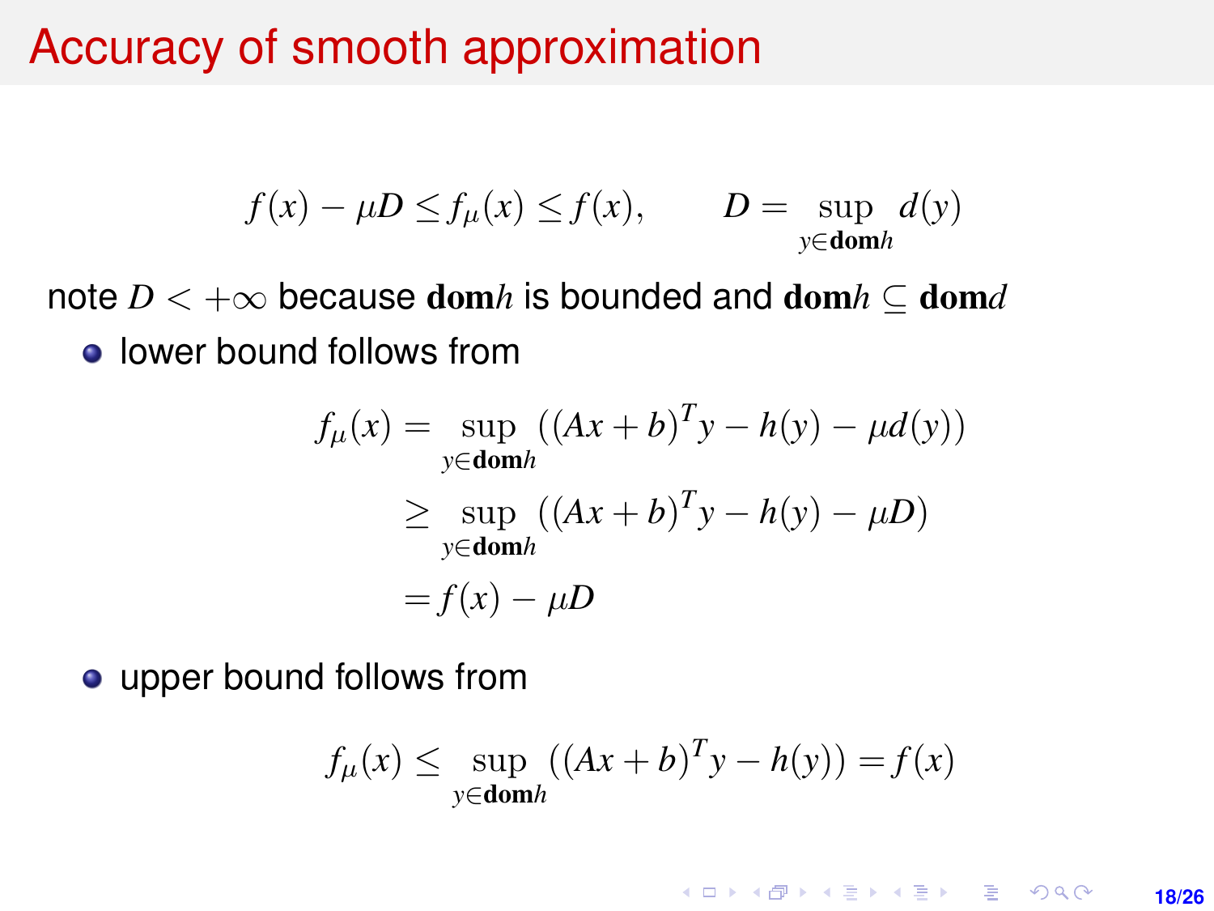# Accuracy of smooth approximation

$$f(x) - \mu D \le f_\mu(x) \le f(x), \qquad D = \sup_{y \in \mathbf{dom} h} d(y)$$

note $D < +\infty$ because $\mathbf{dom} h$ is bounded and $\mathbf{dom} h \subseteq \mathbf{dom} d$

- lower bound follows from

$$\begin{aligned}
f_\mu(x) &= \sup_{y \in \mathbf{dom} h} \left((Ax+b)^T y - h(y) - \mu d(y)\right) \\
&\ge \sup_{y \in \mathbf{dom} h} \left((Ax+b)^T y - h(y) - \mu D\right) \\
&= f(x) - \mu D
\end{aligned}$$

- upper bound follows from

$$f_\mu(x) \le \sup_{y \in \mathbf{dom} h} \left((Ax+b)^T y - h(y)\right) = f(x)$$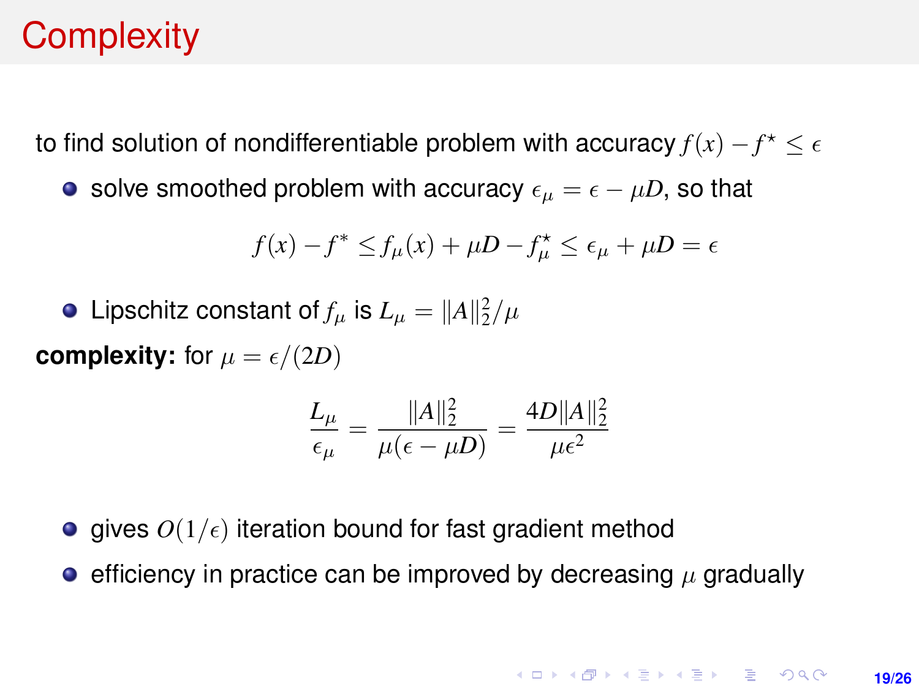# Complexity

to find solution of nondifferentiable problem with accuracy $f(x) - f^\star \leq \epsilon$

- solve smoothed problem with accuracy $\epsilon_\mu = \epsilon - \mu D$, so that

$$f(x) - f^* \leq f_\mu(x) + \mu D - f_\mu^\star \leq \epsilon_\mu + \mu D = \epsilon$$

- Lipschitz constant of $f_\mu$ is $L_\mu = \|A\|_2^2/\mu$

**complexity:** for $\mu = \epsilon/(2D)$

$$\frac{L_\mu}{\epsilon_\mu} = \frac{\|A\|_2^2}{\mu(\epsilon - \mu D)} = \frac{4D\|A\|_2^2}{\mu\epsilon^2}$$

- gives $O(1/\epsilon)$ iteration bound for fast gradient method
- efficiency in practice can be improved by decreasing $\mu$ gradually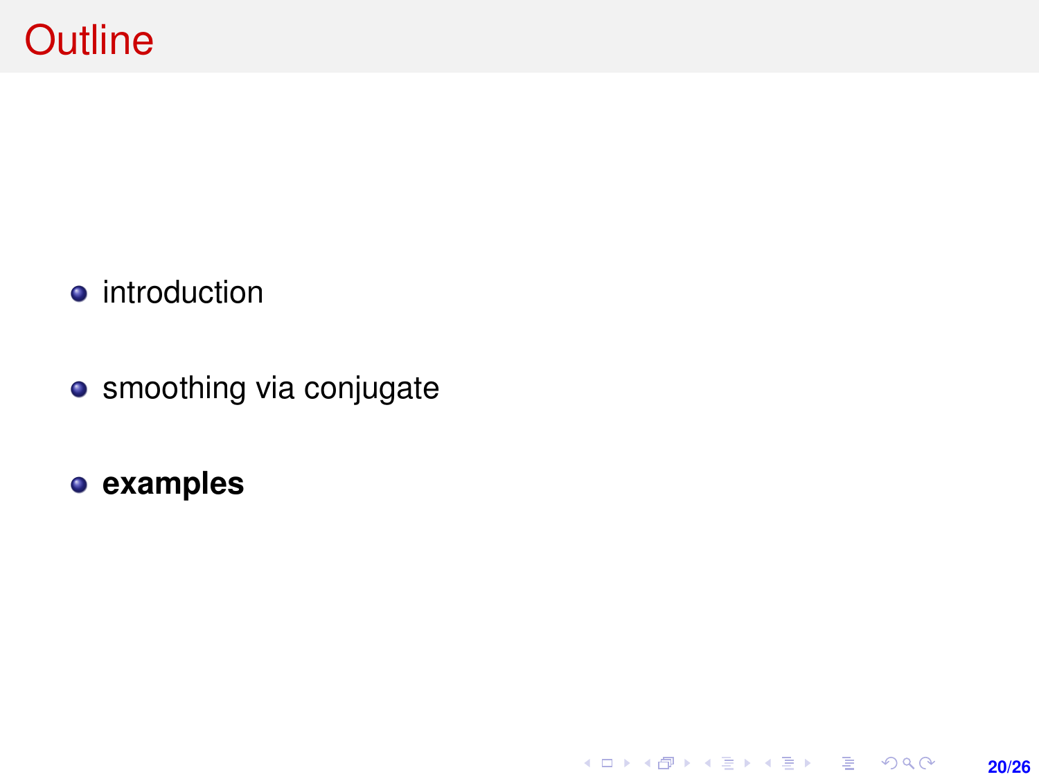# Outline

- introduction
- smoothing via conjugate
- **examples**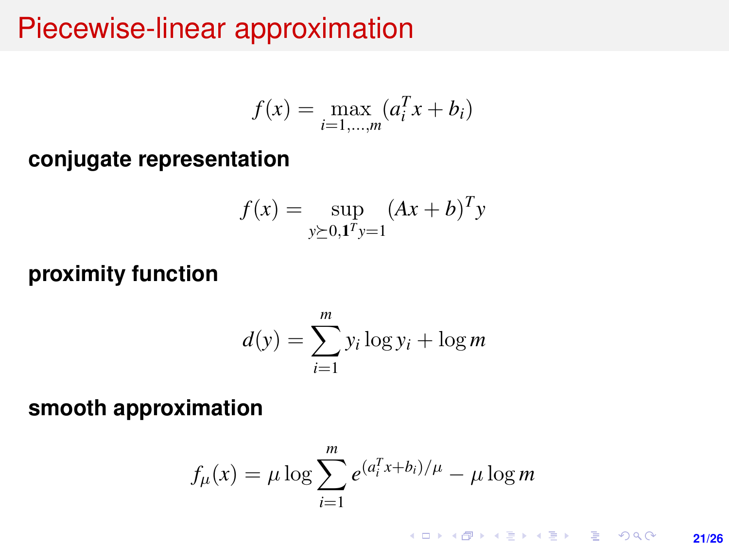# Piecewise-linear approximation

$$f(x) = \max_{i=1,\ldots,m} (a_i^T x + b_i)$$

**conjugate representation**

$$f(x) = \sup_{y \succeq 0, \mathbf{1}^T y = 1} (Ax + b)^T y$$

**proximity function**

$$d(y) = \sum_{i=1}^{m} y_i \log y_i + \log m$$

**smooth approximation**

$$f_\mu(x) = \mu \log \sum_{i=1}^{m} e^{(a_i^T x + b_i)/\mu} - \mu \log m$$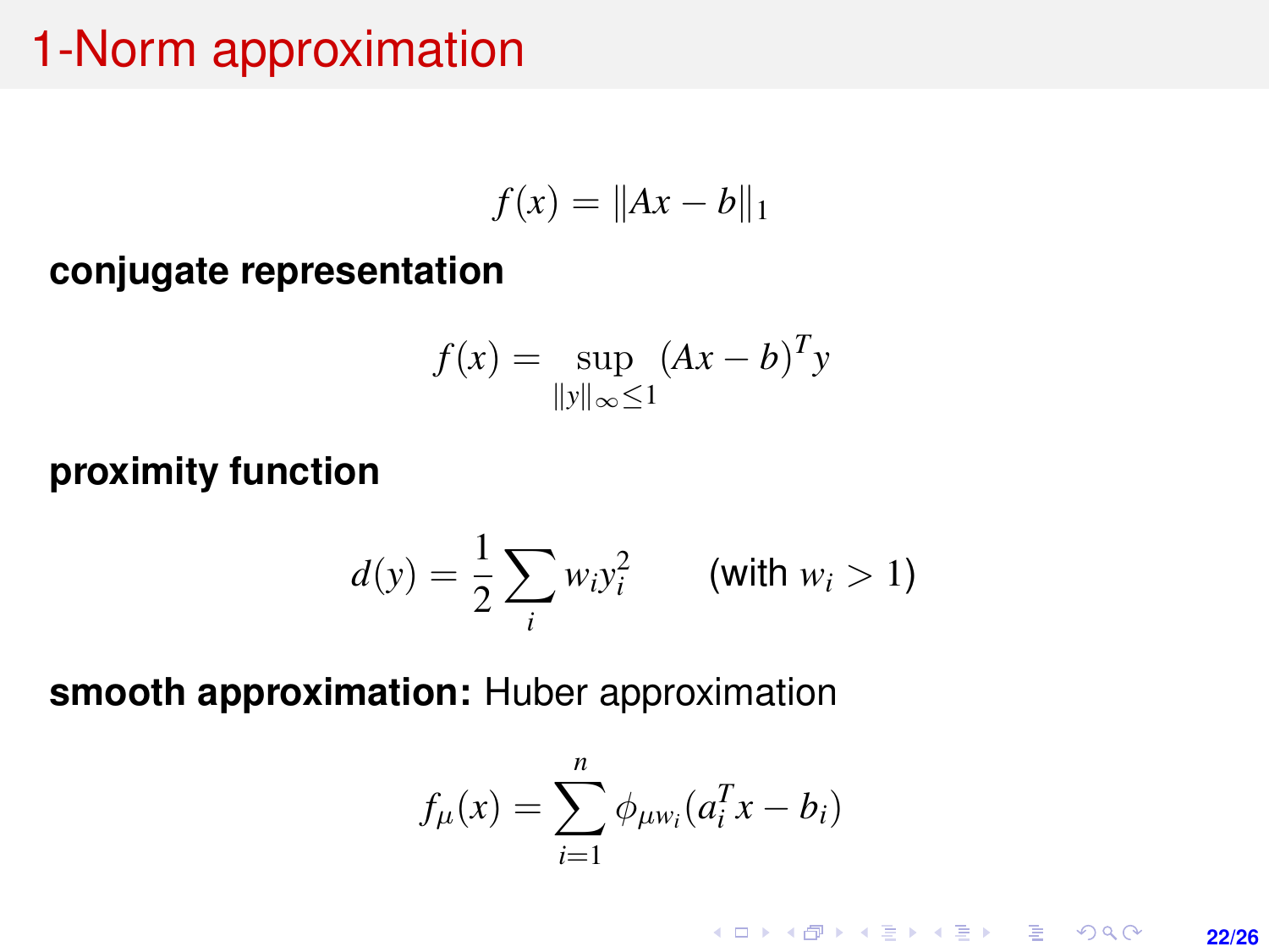# 1-Norm approximation

$$f(x) = \|Ax - b\|_1$$

**conjugate representation**

$$f(x) = \sup_{\|y\|_\infty \leq 1} (Ax - b)^T y$$

**proximity function**

$$d(y) = \frac{1}{2} \sum_i w_i y_i^2 \qquad \text{(with } w_i > 1\text{)}$$

**smooth approximation:** Huber approximation

$$f_\mu(x) = \sum_{i=1}^{n} \phi_{\mu w_i}(a_i^T x - b_i)$$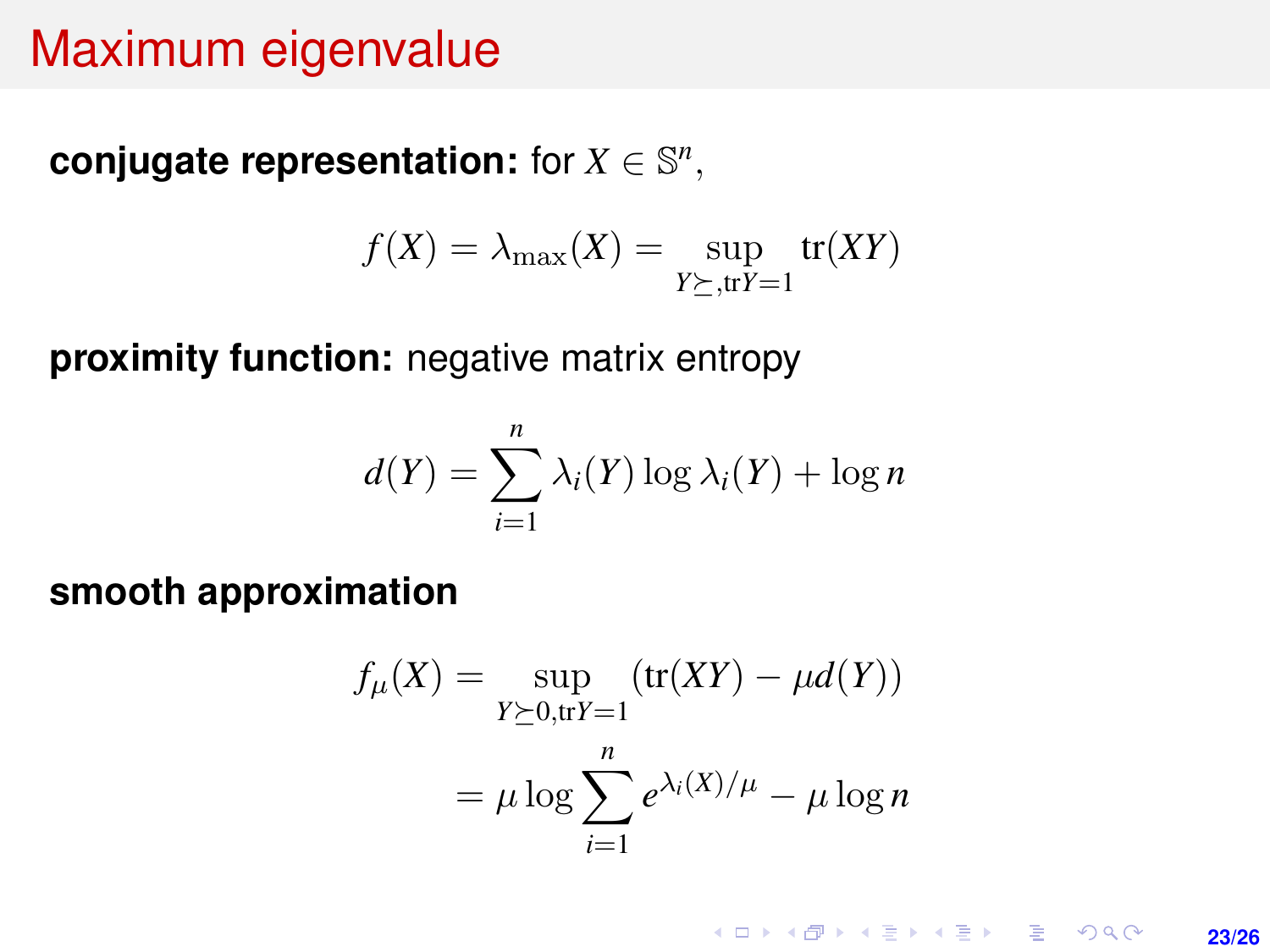# Maximum eigenvalue

**conjugate representation:** for $X \in \mathbb{S}^n$,

$$f(X) = \lambda_{\max}(X) = \sup_{Y \succeq, \mathrm{tr} Y = 1} \mathrm{tr}(XY)$$

**proximity function:** negative matrix entropy

$$d(Y) = \sum_{i=1}^{n} \lambda_i(Y) \log \lambda_i(Y) + \log n$$

**smooth approximation**

$$\begin{aligned} f_\mu(X) &= \sup_{Y \succeq 0, \mathrm{tr} Y = 1} (\mathrm{tr}(XY) - \mu d(Y)) \\ &= \mu \log \sum_{i=1}^{n} e^{\lambda_i(X)/\mu} - \mu \log n \end{aligned}$$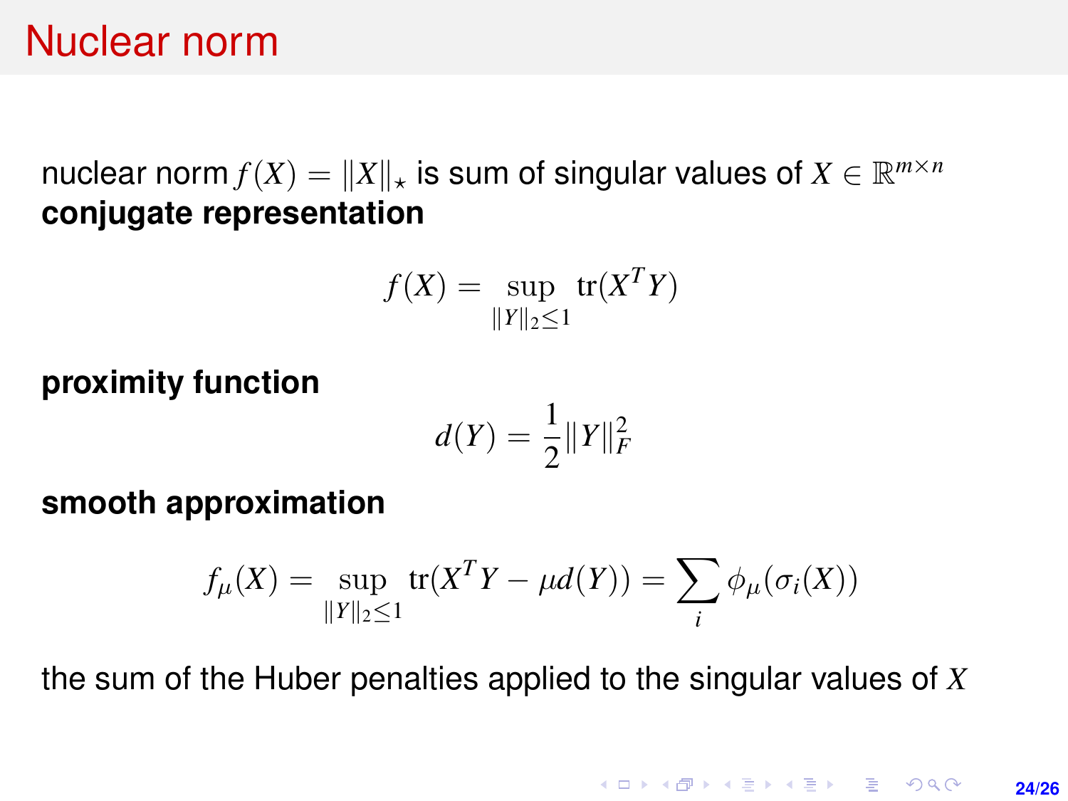# Nuclear norm

nuclear norm $f(X) = \|X\|_\star$ is sum of singular values of $X \in \mathbb{R}^{m \times n}$

**conjugate representation**

$$f(X) = \sup_{\|Y\|_2 \le 1} \operatorname{tr}(X^T Y)$$

**proximity function**

$$d(Y) = \frac{1}{2}\|Y\|_F^2$$

**smooth approximation**

$$f_\mu(X) = \sup_{\|Y\|_2 \le 1} \operatorname{tr}(X^T Y - \mu d(Y)) = \sum_i \phi_\mu(\sigma_i(X))$$

the sum of the Huber penalties applied to the singular values of $X$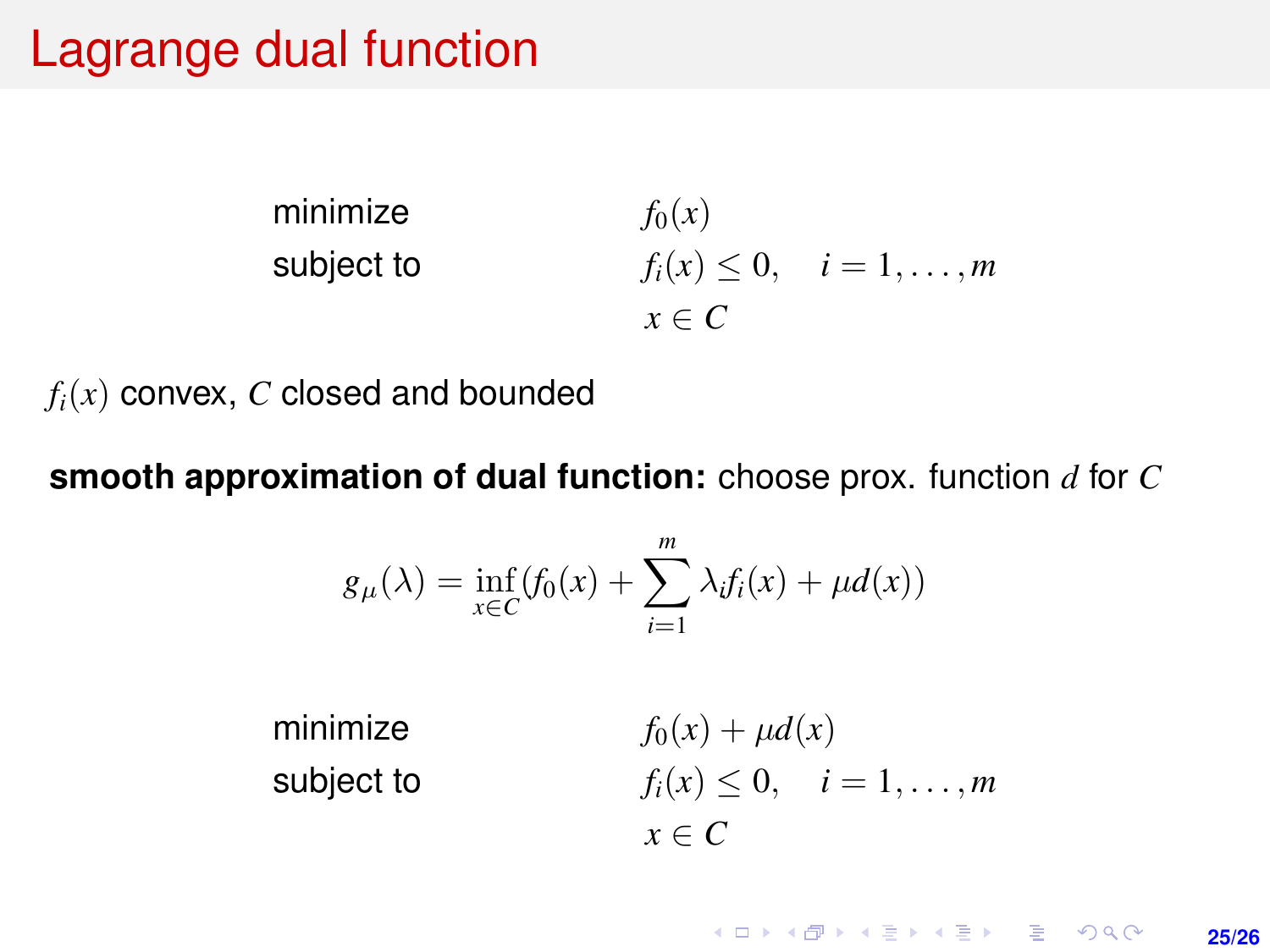# Lagrange dual function

$$
\begin{array}{ll}
\text{minimize} & f_0(x) \\
\text{subject to} & f_i(x) \leq 0, \quad i = 1, \ldots, m \\
& x \in C
\end{array}
$$

$f_i(x)$ convex, $C$ closed and bounded

**smooth approximation of dual function:** choose prox. function $d$ for $C$

$$
g_\mu(\lambda) = \inf_{x \in C} (f_0(x) + \sum_{i=1}^{m} \lambda_i f_i(x) + \mu d(x))
$$

$$
\begin{array}{ll}
\text{minimize} & f_0(x) + \mu d(x) \\
\text{subject to} & f_i(x) \leq 0, \quad i = 1, \ldots, m \\
& x \in C
\end{array}
$$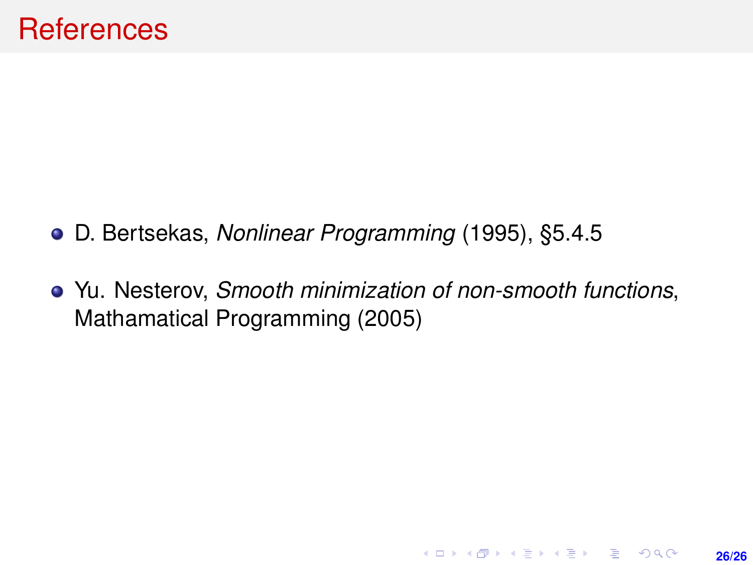# References

- D. Bertsekas, *Nonlinear Programming* (1995), §5.4.5
- Yu. Nesterov, *Smooth minimization of non-smooth functions*, Mathamatical Programming (2005)